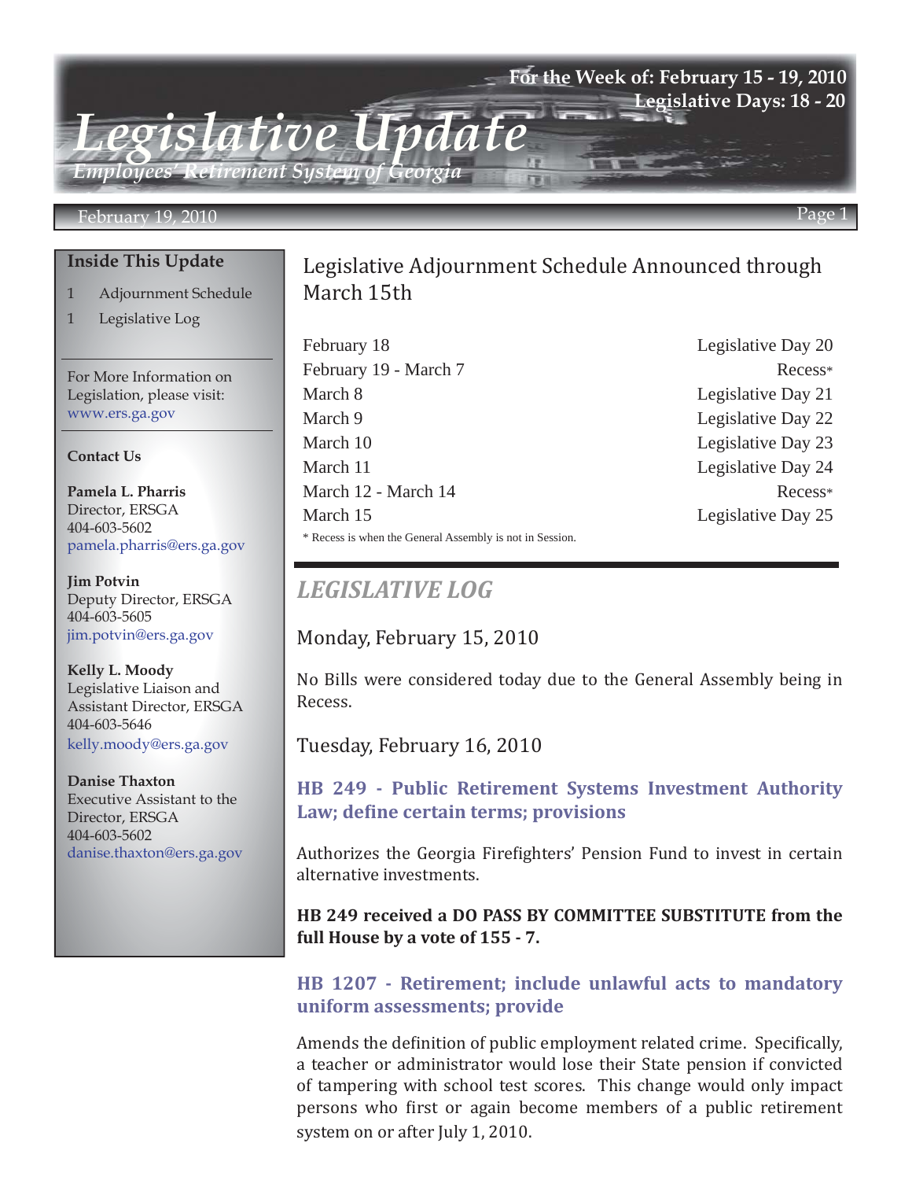# Legislative Update

*Employees' Retirement System of Georgia*

**For the Week of: February 15 - 19, 2010**
**Legislative Days: 18 - 20**

February 19, 2010

## Inside This Update

1 Adjournment Schedule
1 Legislative Log

For More Information on Legislation, please visit: www.ers.ga.gov

**Contact Us**

**Pamela L. Pharris**
Director, ERSGA
404-603-5602
pamela.pharris@ers.ga.gov

**Jim Potvin**
Deputy Director, ERSGA
404-603-5605
jim.potvin@ers.ga.gov

**Kelly L. Moody**
Legislative Liaison and Assistant Director, ERSGA
404-603-5646
kelly.moody@ers.ga.gov

**Danise Thaxton**
Executive Assistant to the Director, ERSGA
404-603-5602
danise.thaxton@ers.ga.gov

## Legislative Adjournment Schedule Announced through March 15th

| Date | Status |
|---|---|
| February 18 | Legislative Day 20 |
| February 19 - March 7 | Recess* |
| March 8 | Legislative Day 21 |
| March 9 | Legislative Day 22 |
| March 10 | Legislative Day 23 |
| March 11 | Legislative Day 24 |
| March 12 - March 14 | Recess* |
| March 15 | Legislative Day 25 |

\* Recess is when the General Assembly is not in Session.

## *LEGISLATIVE LOG*

### Monday, February 15, 2010

No Bills were considered today due to the General Assembly being in Recess.

### Tuesday, February 16, 2010

#### HB 249 - Public Retirement Systems Investment Authority Law; define certain terms; provisions

Authorizes the Georgia Firefighters' Pension Fund to invest in certain alternative investments.

**HB 249 received a DO PASS BY COMMITTEE SUBSTITUTE from the full House by a vote of 155 - 7.**

#### HB 1207 - Retirement; include unlawful acts to mandatory uniform assessments; provide

Amends the definition of public employment related crime. Specifically, a teacher or administrator would lose their State pension if convicted of tampering with school test scores. This change would only impact persons who first or again become members of a public retirement system on or after July 1, 2010.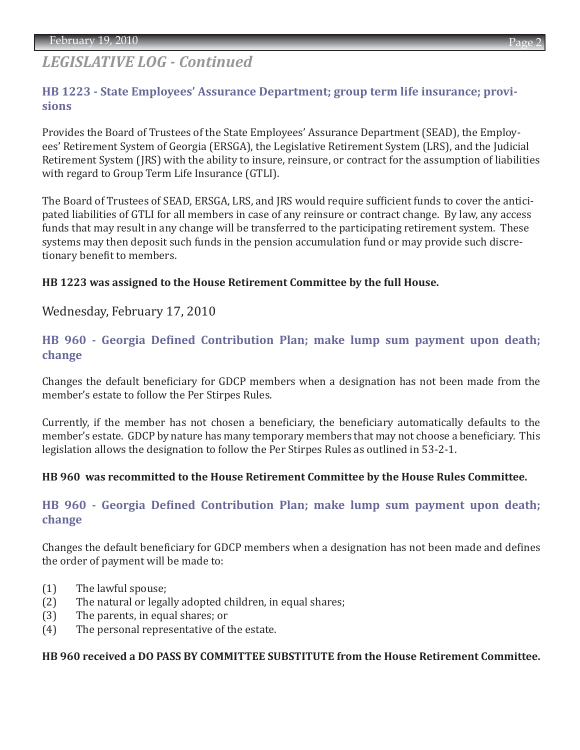## *LEGISLATIVE LOG - Continued*

### HB 1223 - State Employees' Assurance Department; group term life insurance; provisions

Provides the Board of Trustees of the State Employees' Assurance Department (SEAD), the Employees' Retirement System of Georgia (ERSGA), the Legislative Retirement System (LRS), and the Judicial Retirement System (JRS) with the ability to insure, reinsure, or contract for the assumption of liabilities with regard to Group Term Life Insurance (GTLI).

The Board of Trustees of SEAD, ERSGA, LRS, and JRS would require sufficient funds to cover the anticipated liabilities of GTLI for all members in case of any reinsure or contract change. By law, any access funds that may result in any change will be transferred to the participating retirement system. These systems may then deposit such funds in the pension accumulation fund or may provide such discretionary benefit to members.

**HB 1223 was assigned to the House Retirement Committee by the full House.**

Wednesday, February 17, 2010

### HB 960 - Georgia Defined Contribution Plan; make lump sum payment upon death; change

Changes the default beneficiary for GDCP members when a designation has not been made from the member's estate to follow the Per Stirpes Rules.

Currently, if the member has not chosen a beneficiary, the beneficiary automatically defaults to the member's estate. GDCP by nature has many temporary members that may not choose a beneficiary. This legislation allows the designation to follow the Per Stirpes Rules as outlined in 53-2-1.

**HB 960 was recommitted to the House Retirement Committee by the House Rules Committee.**

### HB 960 - Georgia Defined Contribution Plan; make lump sum payment upon death; change

Changes the default beneficiary for GDCP members when a designation has not been made and defines the order of payment will be made to:

(1) The lawful spouse;
(2) The natural or legally adopted children, in equal shares;
(3) The parents, in equal shares; or
(4) The personal representative of the estate.

**HB 960 received a DO PASS BY COMMITTEE SUBSTITUTE from the House Retirement Committee.**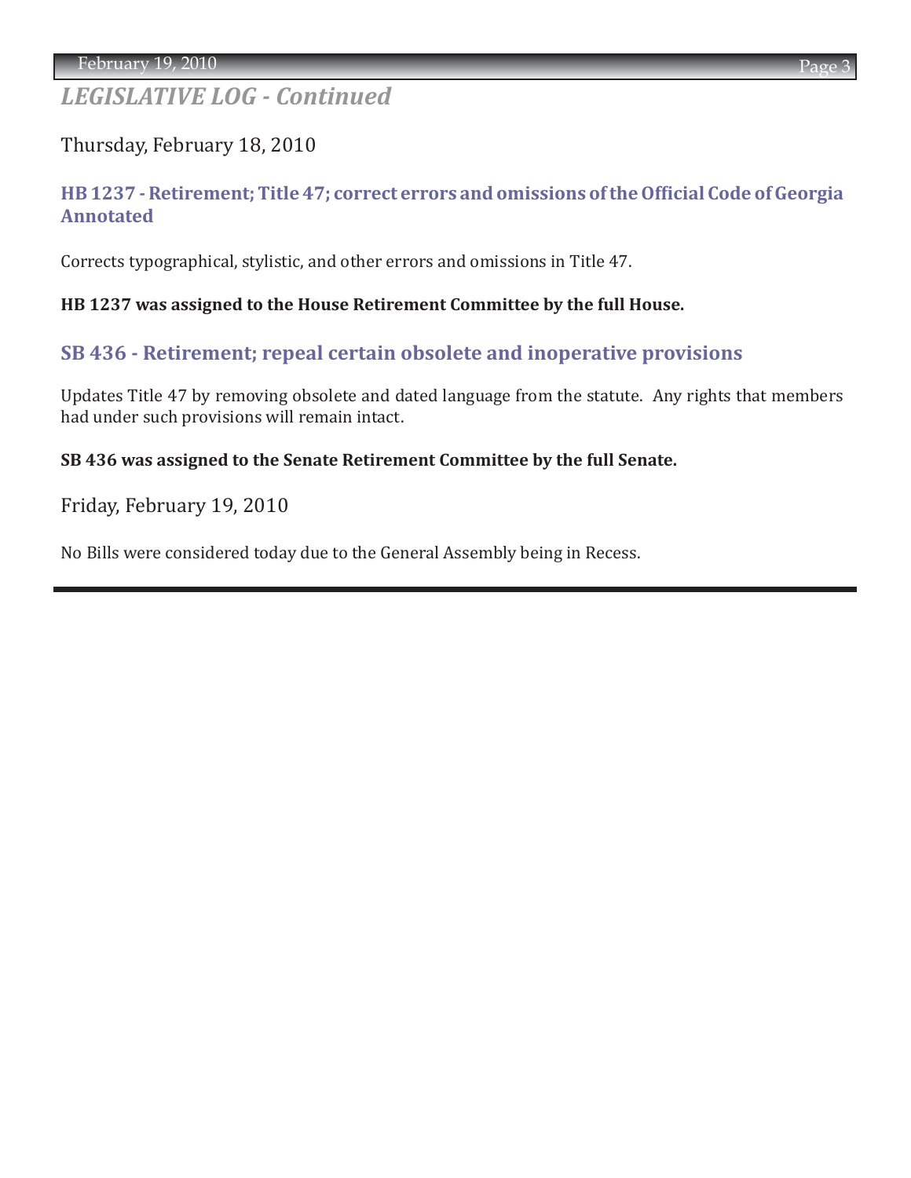## *LEGISLATIVE LOG - Continued*

Thursday, February 18, 2010

### HB 1237 - Retirement; Title 47; correct errors and omissions of the Official Code of Georgia Annotated

Corrects typographical, stylistic, and other errors and omissions in Title 47.

**HB 1237 was assigned to the House Retirement Committee by the full House.**

### SB 436 - Retirement; repeal certain obsolete and inoperative provisions

Updates Title 47 by removing obsolete and dated language from the statute. Any rights that members had under such provisions will remain intact.

**SB 436 was assigned to the Senate Retirement Committee by the full Senate.**

Friday, February 19, 2010

No Bills were considered today due to the General Assembly being in Recess.